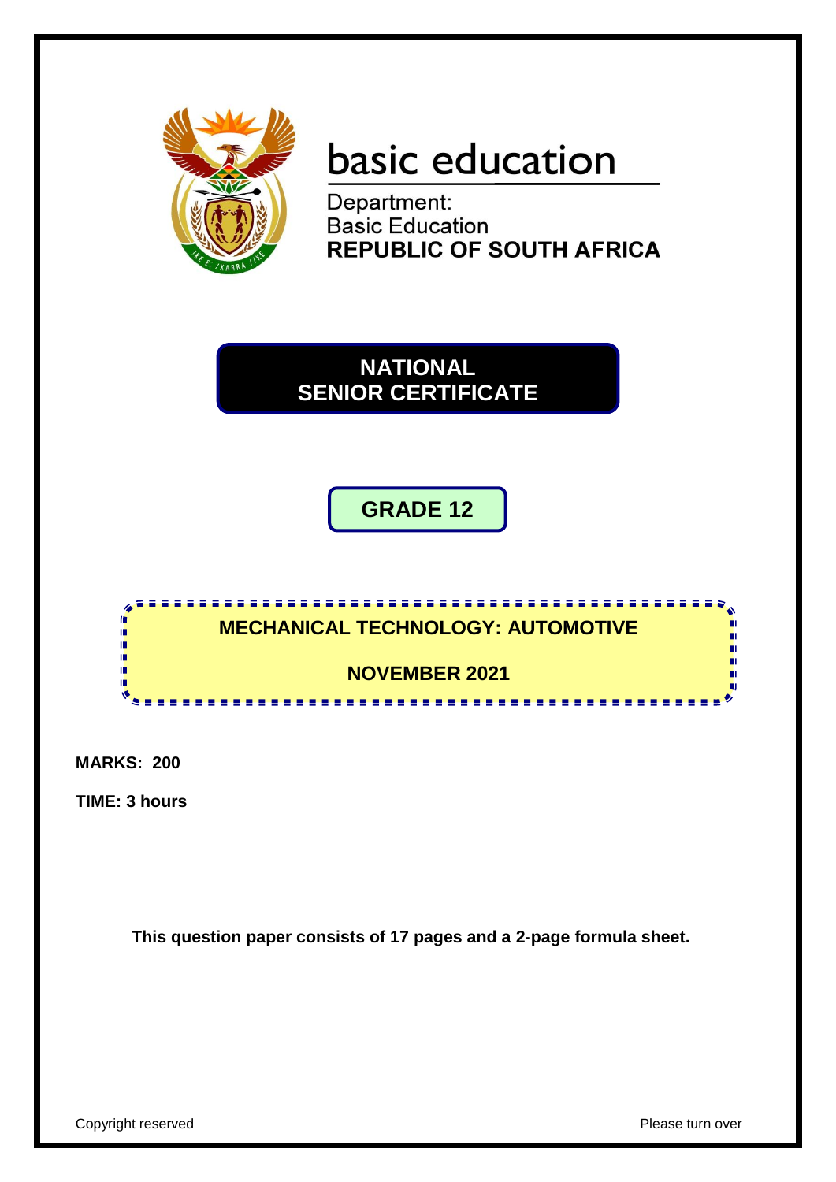basic education

Department:
Basic Education
**REPUBLIC OF SOUTH AFRICA**

# NATIONAL SENIOR CERTIFICATE

## GRADE 12

## MECHANICAL TECHNOLOGY: AUTOMOTIVE

## NOVEMBER 2021

**MARKS: 200**

**TIME: 3 hours**

**This question paper consists of 17 pages and a 2-page formula sheet.**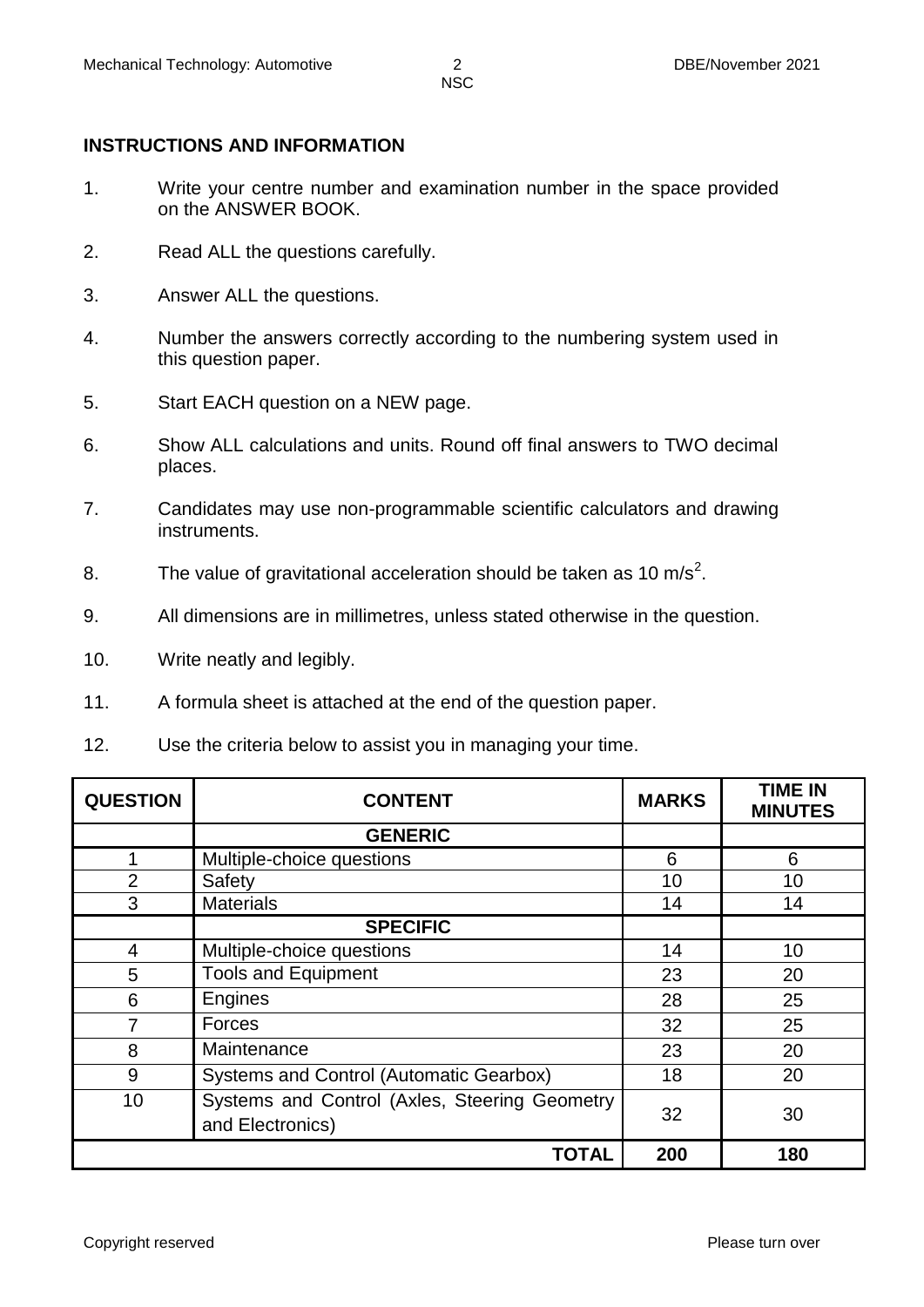**INSTRUCTIONS AND INFORMATION**

1. Write your centre number and examination number in the space provided on the ANSWER BOOK.
2. Read ALL the questions carefully.
3. Answer ALL the questions.
4. Number the answers correctly according to the numbering system used in this question paper.
5. Start EACH question on a NEW page.
6. Show ALL calculations and units. Round off final answers to TWO decimal places.
7. Candidates may use non-programmable scientific calculators and drawing instruments.
8. The value of gravitational acceleration should be taken as 10 $m/s^2$.
9. All dimensions are in millimetres, unless stated otherwise in the question.
10. Write neatly and legibly.
11. A formula sheet is attached at the end of the question paper.
12. Use the criteria below to assist you in managing your time.

| QUESTION | CONTENT | MARKS | TIME IN MINUTES |
|---|---|---|---|
| | **GENERIC** | | |
| 1 | Multiple-choice questions | 6 | 6 |
| 2 | Safety | 10 | 10 |
| 3 | Materials | 14 | 14 |
| | **SPECIFIC** | | |
| 4 | Multiple-choice questions | 14 | 10 |
| 5 | Tools and Equipment | 23 | 20 |
| 6 | Engines | 28 | 25 |
| 7 | Forces | 32 | 25 |
| 8 | Maintenance | 23 | 20 |
| 9 | Systems and Control (Automatic Gearbox) | 18 | 20 |
| 10 | Systems and Control (Axles, Steering Geometry and Electronics) | 32 | 30 |
| | **TOTAL** | **200** | **180** |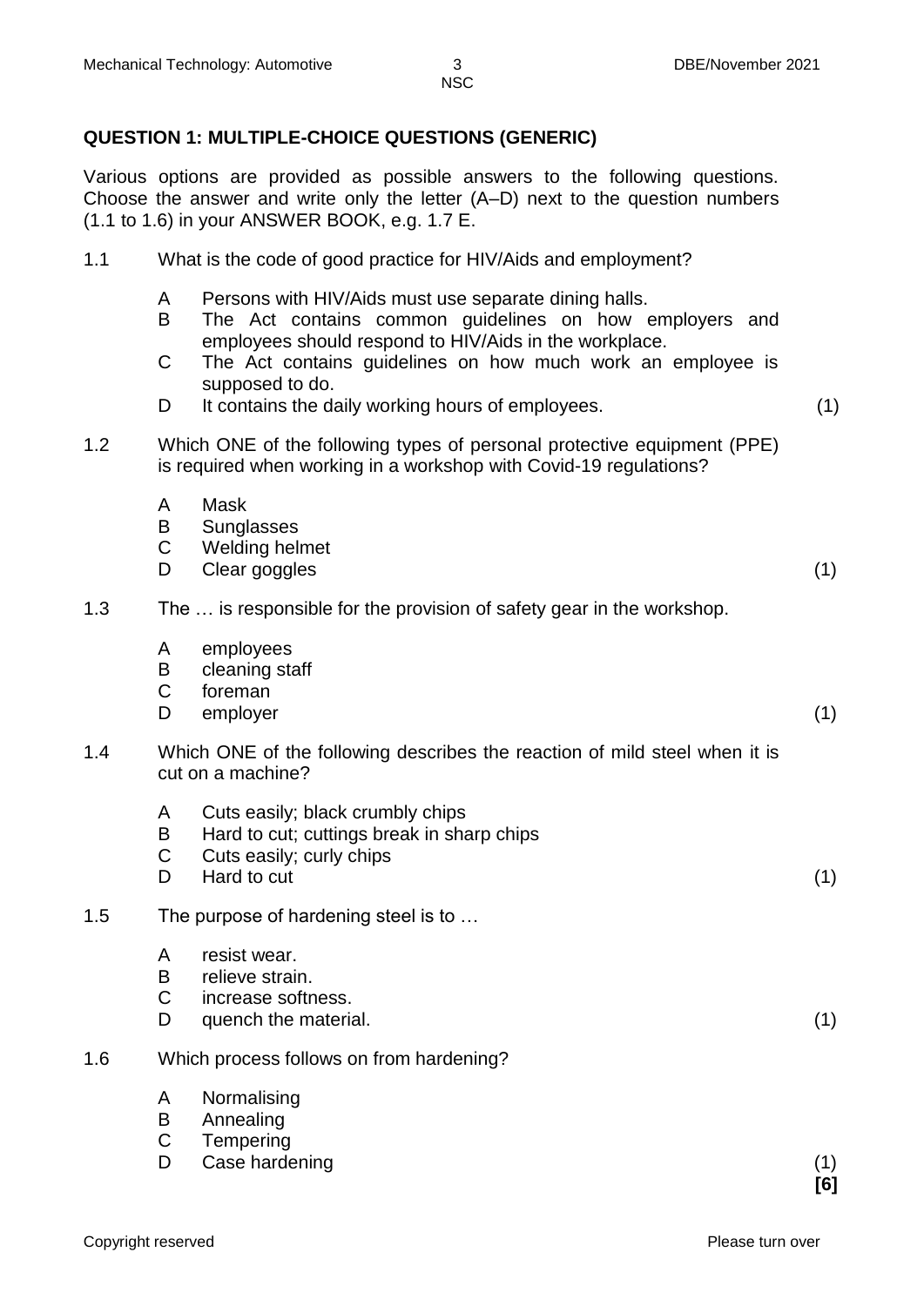## QUESTION 1: MULTIPLE-CHOICE QUESTIONS (GENERIC)

Various options are provided as possible answers to the following questions. Choose the answer and write only the letter (A–D) next to the question numbers (1.1 to 1.6) in your ANSWER BOOK, e.g. 1.7 E.

1.1 What is the code of good practice for HIV/Aids and employment?

- A Persons with HIV/Aids must use separate dining halls.
- B The Act contains common guidelines on how employers and employees should respond to HIV/Aids in the workplace.
- C The Act contains guidelines on how much work an employee is supposed to do.
- D It contains the daily working hours of employees. (1)

1.2 Which ONE of the following types of personal protective equipment (PPE) is required when working in a workshop with Covid-19 regulations?

- A Mask
- B Sunglasses
- C Welding helmet
- D Clear goggles (1)

1.3 The … is responsible for the provision of safety gear in the workshop.

- A employees
- B cleaning staff
- C foreman
- D employer (1)

1.4 Which ONE of the following describes the reaction of mild steel when it is cut on a machine?

- A Cuts easily; black crumbly chips
- B Hard to cut; cuttings break in sharp chips
- C Cuts easily; curly chips
- D Hard to cut (1)

1.5 The purpose of hardening steel is to …

- A resist wear.
- B relieve strain.
- C increase softness.
- D quench the material. (1)

1.6 Which process follows on from hardening?

- A Normalising
- B Annealing
- C Tempering
- D Case hardening (1)

**[6]**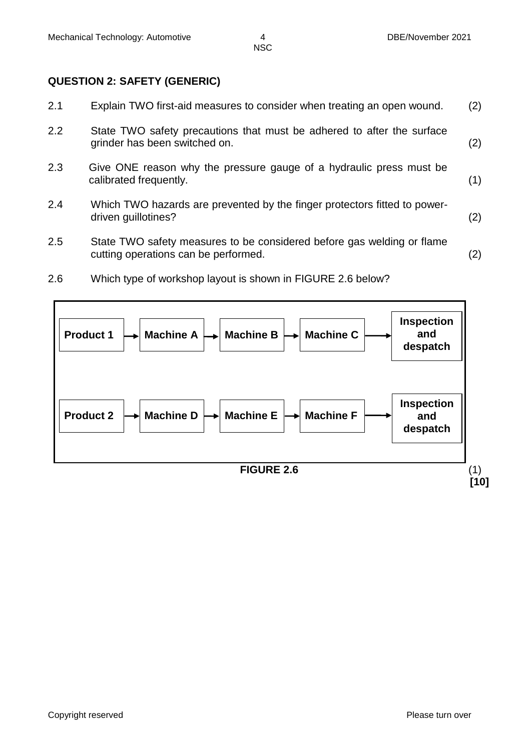## QUESTION 2: SAFETY (GENERIC)

2.1 Explain TWO first-aid measures to consider when treating an open wound. (2)

2.2 State TWO safety precautions that must be adhered to after the surface grinder has been switched on. (2)

2.3 Give ONE reason why the pressure gauge of a hydraulic press must be calibrated frequently. (1)

2.4 Which TWO hazards are prevented by the finger protectors fitted to power-driven guillotines? (2)

2.5 State TWO safety measures to be considered before gas welding or flame cutting operations can be performed. (2)

2.6 Which type of workshop layout is shown in FIGURE 2.6 below?

| | | | | |
|---|---|---|---|---|
| **Product 1** → | **Machine A** → | **Machine B** → | **Machine C** → | **Inspection and despatch** |
| **Product 2** → | **Machine D** → | **Machine E** → | **Machine F** → | **Inspection and despatch** |

**FIGURE 2.6** (1)

**[10]**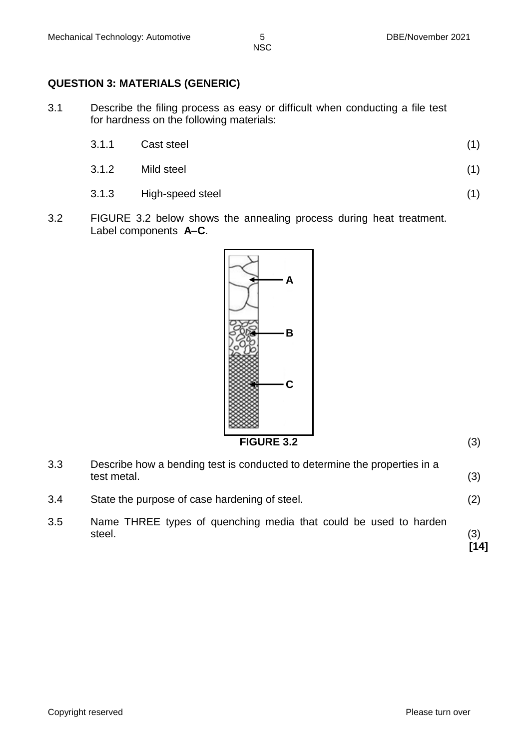**QUESTION 3: MATERIALS (GENERIC)**

3.1 Describe the filing process as easy or difficult when conducting a file test for hardness on the following materials:

3.1.1 Cast steel (1)

3.1.2 Mild steel (1)

3.1.3 High-speed steel (1)

3.2 FIGURE 3.2 below shows the annealing process during heat treatment. Label components **A**–**C**.

A

B

C

**FIGURE 3.2** (3)

3.3 Describe how a bending test is conducted to determine the properties in a test metal. (3)

3.4 State the purpose of case hardening of steel. (2)

3.5 Name THREE types of quenching media that could be used to harden steel. (3)

**[14]**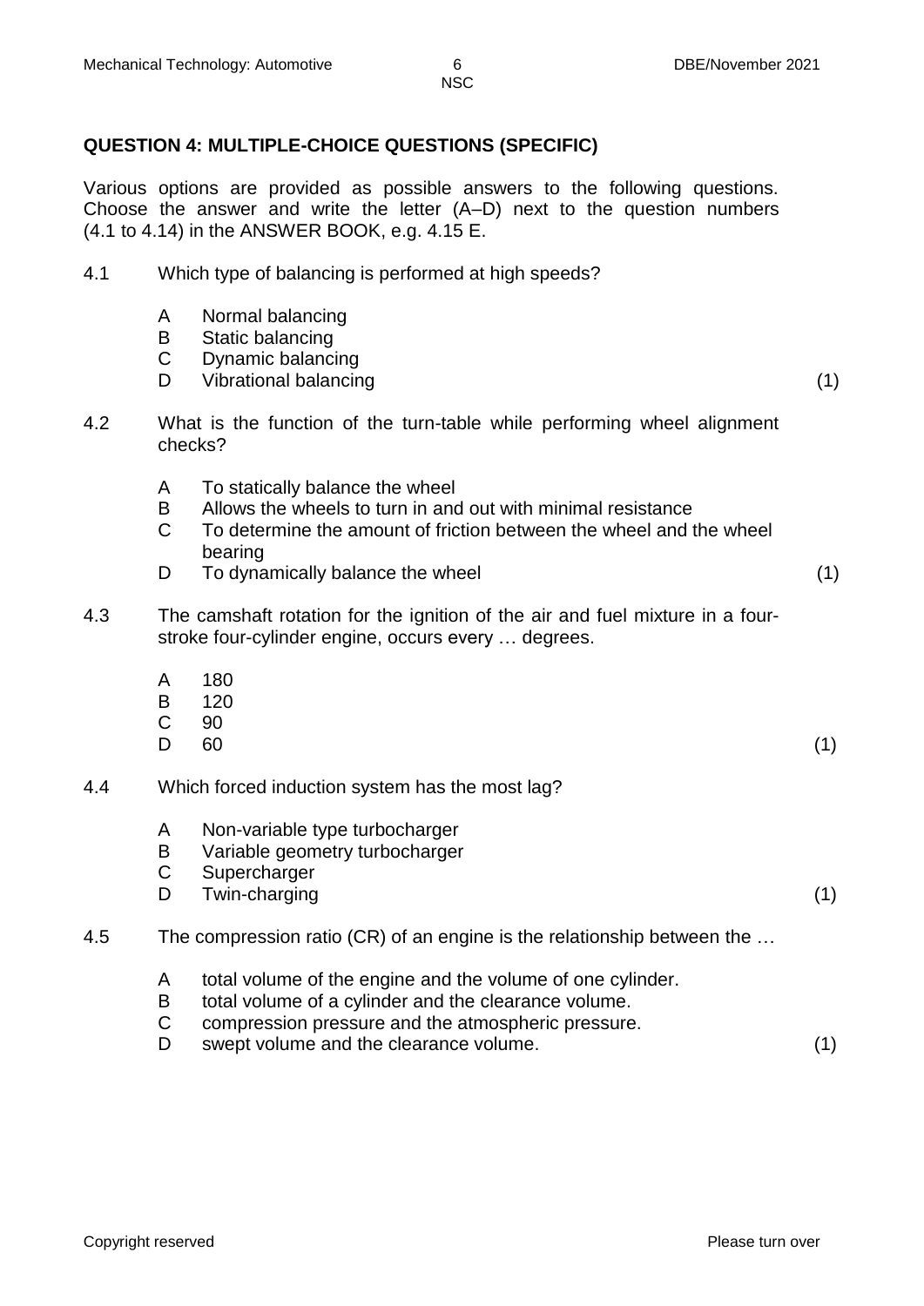## QUESTION 4: MULTIPLE-CHOICE QUESTIONS (SPECIFIC)

Various options are provided as possible answers to the following questions. Choose the answer and write the letter (A–D) next to the question numbers (4.1 to 4.14) in the ANSWER BOOK, e.g. 4.15 E.

4.1 Which type of balancing is performed at high speeds?

- A Normal balancing
- B Static balancing
- C Dynamic balancing
- D Vibrational balancing (1)

4.2 What is the function of the turn-table while performing wheel alignment checks?

- A To statically balance the wheel
- B Allows the wheels to turn in and out with minimal resistance
- C To determine the amount of friction between the wheel and the wheel bearing
- D To dynamically balance the wheel (1)

4.3 The camshaft rotation for the ignition of the air and fuel mixture in a four-stroke four-cylinder engine, occurs every … degrees.

- A 180
- B 120
- C 90
- D 60 (1)

4.4 Which forced induction system has the most lag?

- A Non-variable type turbocharger
- B Variable geometry turbocharger
- C Supercharger
- D Twin-charging (1)

4.5 The compression ratio (CR) of an engine is the relationship between the …

- A total volume of the engine and the volume of one cylinder.
- B total volume of a cylinder and the clearance volume.
- C compression pressure and the atmospheric pressure.
- D swept volume and the clearance volume. (1)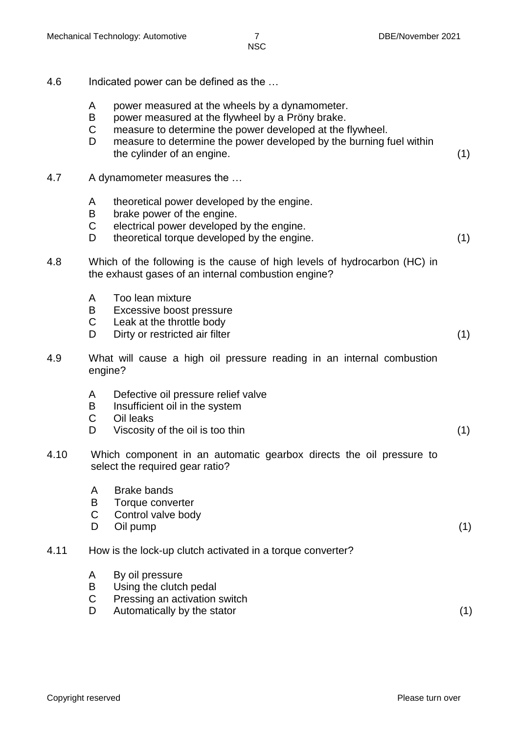4.6 Indicated power can be defined as the …

- A power measured at the wheels by a dynamometer.
- B power measured at the flywheel by a Pröny brake.
- C measure to determine the power developed at the flywheel.
- D measure to determine the power developed by the burning fuel within the cylinder of an engine. (1)

4.7 A dynamometer measures the …

- A theoretical power developed by the engine.
- B brake power of the engine.
- C electrical power developed by the engine.
- D theoretical torque developed by the engine. (1)

4.8 Which of the following is the cause of high levels of hydrocarbon (HC) in the exhaust gases of an internal combustion engine?

- A Too lean mixture
- B Excessive boost pressure
- C Leak at the throttle body
- D Dirty or restricted air filter (1)

4.9 What will cause a high oil pressure reading in an internal combustion engine?

- A Defective oil pressure relief valve
- B Insufficient oil in the system
- C Oil leaks
- D Viscosity of the oil is too thin (1)

4.10 Which component in an automatic gearbox directs the oil pressure to select the required gear ratio?

- A Brake bands
- B Torque converter
- C Control valve body
- D Oil pump (1)

4.11 How is the lock-up clutch activated in a torque converter?

- A By oil pressure
- B Using the clutch pedal
- C Pressing an activation switch
- D Automatically by the stator (1)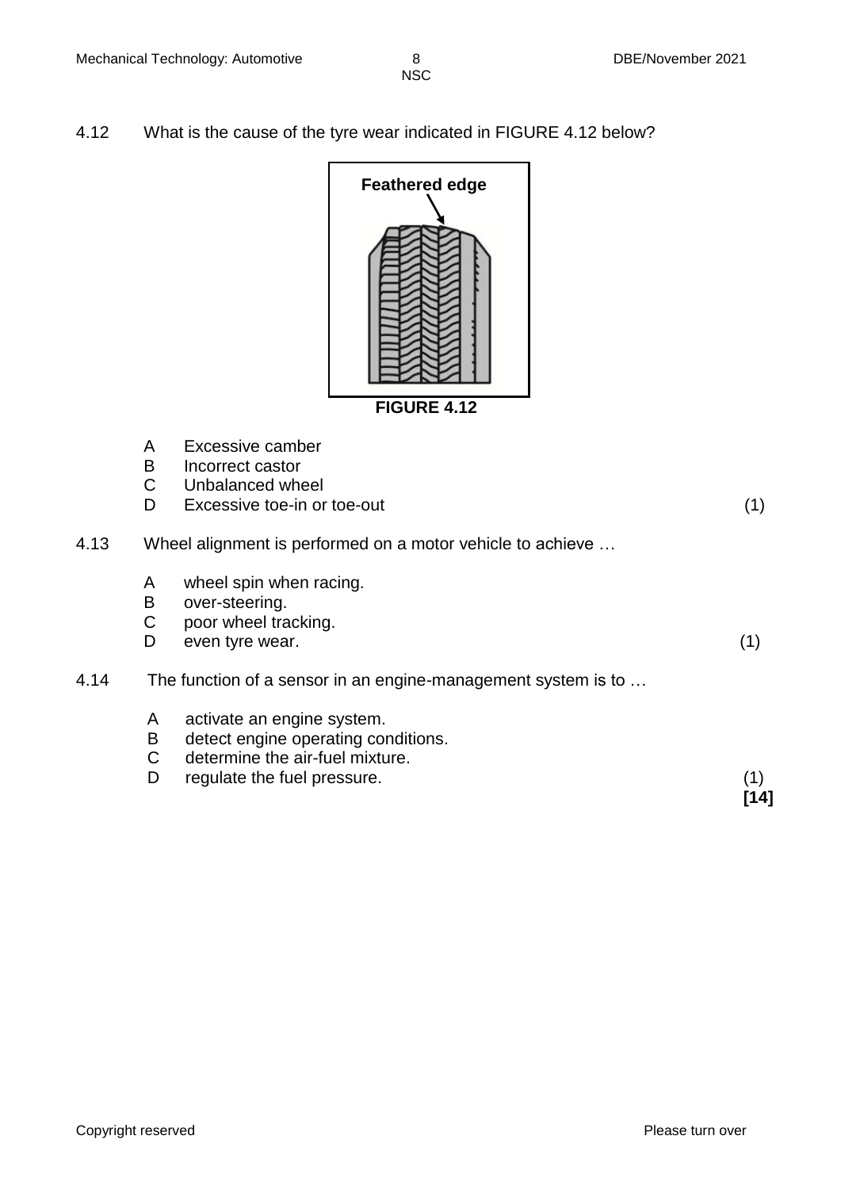4.12 What is the cause of the tyre wear indicated in FIGURE 4.12 below?

Feathered edge

**FIGURE 4.12**

- A Excessive camber
- B Incorrect castor
- C Unbalanced wheel
- D Excessive toe-in or toe-out (1)

4.13 Wheel alignment is performed on a motor vehicle to achieve …

- A wheel spin when racing.
- B over-steering.
- C poor wheel tracking.
- D even tyre wear. (1)

4.14 The function of a sensor in an engine-management system is to …

- A activate an engine system.
- B detect engine operating conditions.
- C determine the air-fuel mixture.
- D regulate the fuel pressure. (1)

**[14]**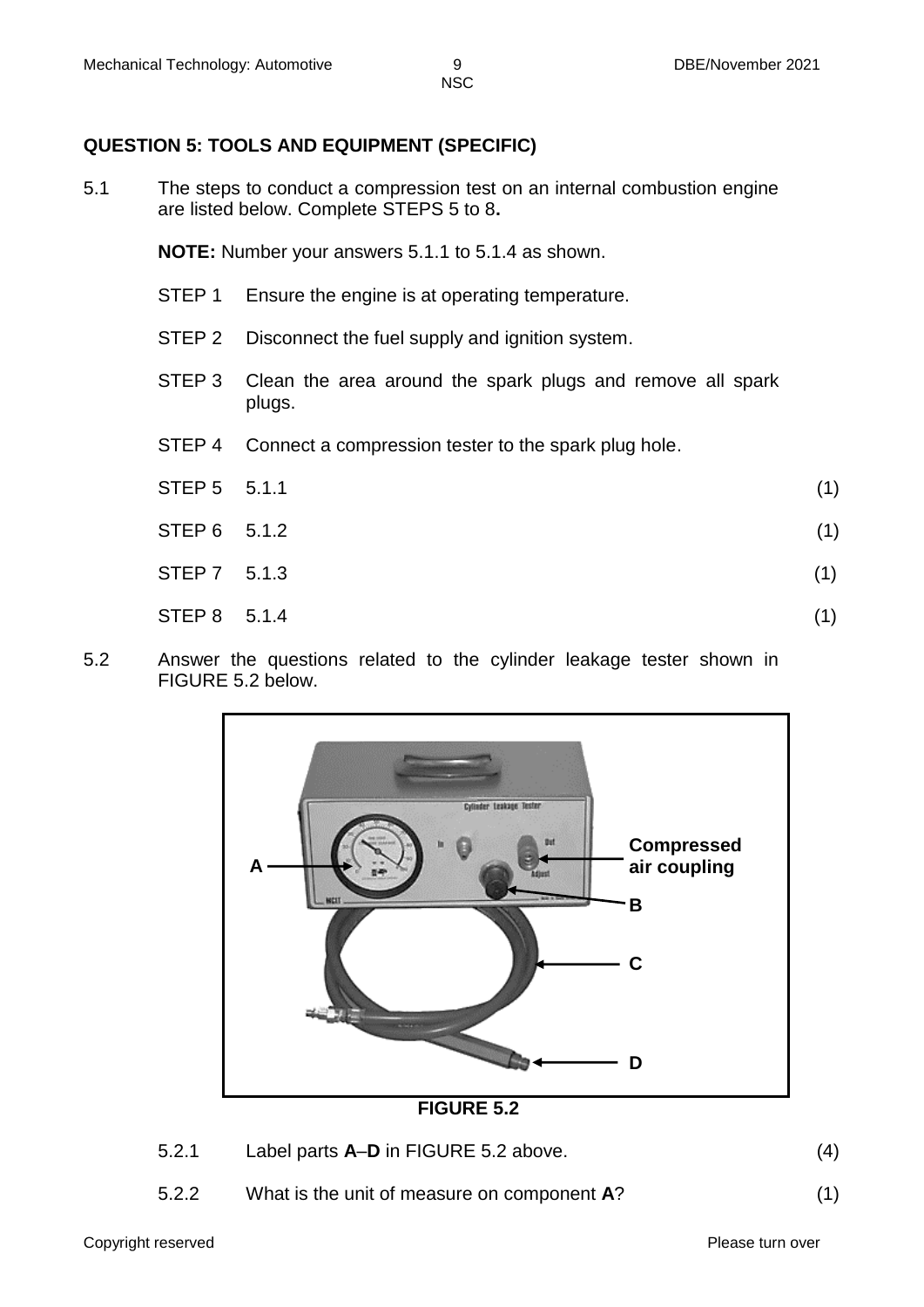## QUESTION 5: TOOLS AND EQUIPMENT (SPECIFIC)

5.1 The steps to conduct a compression test on an internal combustion engine are listed below. Complete STEPS 5 to 8**.**

**NOTE:** Number your answers 5.1.1 to 5.1.4 as shown.

STEP 1 Ensure the engine is at operating temperature.

STEP 2 Disconnect the fuel supply and ignition system.

STEP 3 Clean the area around the spark plugs and remove all spark plugs.

STEP 4 Connect a compression tester to the spark plug hole.

STEP 5 5.1.1 (1)

STEP 6 5.1.2 (1)

STEP 7 5.1.3 (1)

STEP 8 5.1.4 (1)

5.2 Answer the questions related to the cylinder leakage tester shown in FIGURE 5.2 below.

**FIGURE 5.2**

5.2.1 Label parts **A**–**D** in FIGURE 5.2 above. (4)

5.2.2 What is the unit of measure on component **A**? (1)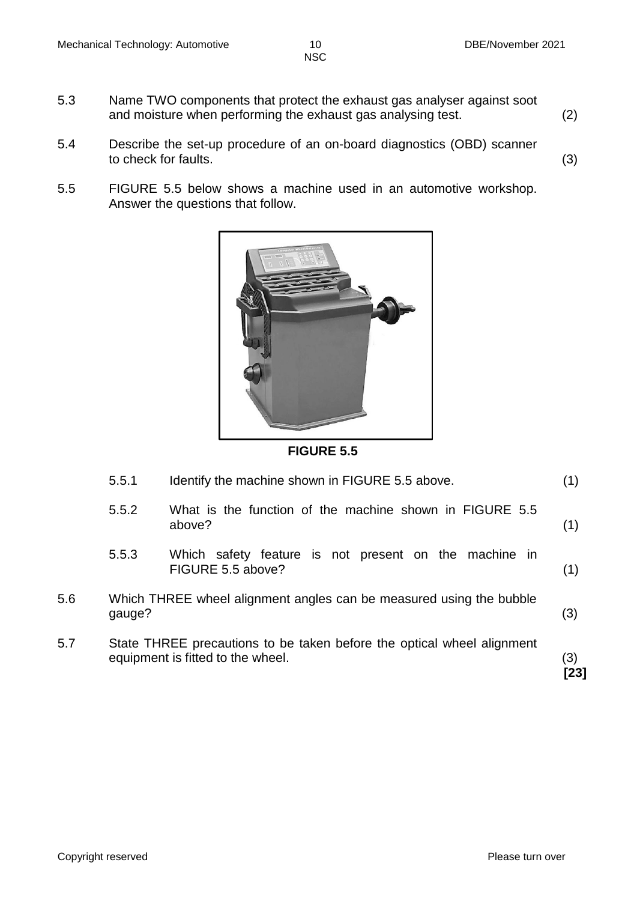5.3 Name TWO components that protect the exhaust gas analyser against soot and moisture when performing the exhaust gas analysing test. (2)

5.4 Describe the set-up procedure of an on-board diagnostics (OBD) scanner to check for faults. (3)

5.5 FIGURE 5.5 below shows a machine used in an automotive workshop. Answer the questions that follow.

**FIGURE 5.5**

5.5.1 Identify the machine shown in FIGURE 5.5 above. (1)

5.5.2 What is the function of the machine shown in FIGURE 5.5 above? (1)

5.5.3 Which safety feature is not present on the machine in FIGURE 5.5 above? (1)

5.6 Which THREE wheel alignment angles can be measured using the bubble gauge? (3)

5.7 State THREE precautions to be taken before the optical wheel alignment equipment is fitted to the wheel. (3)

**[23]**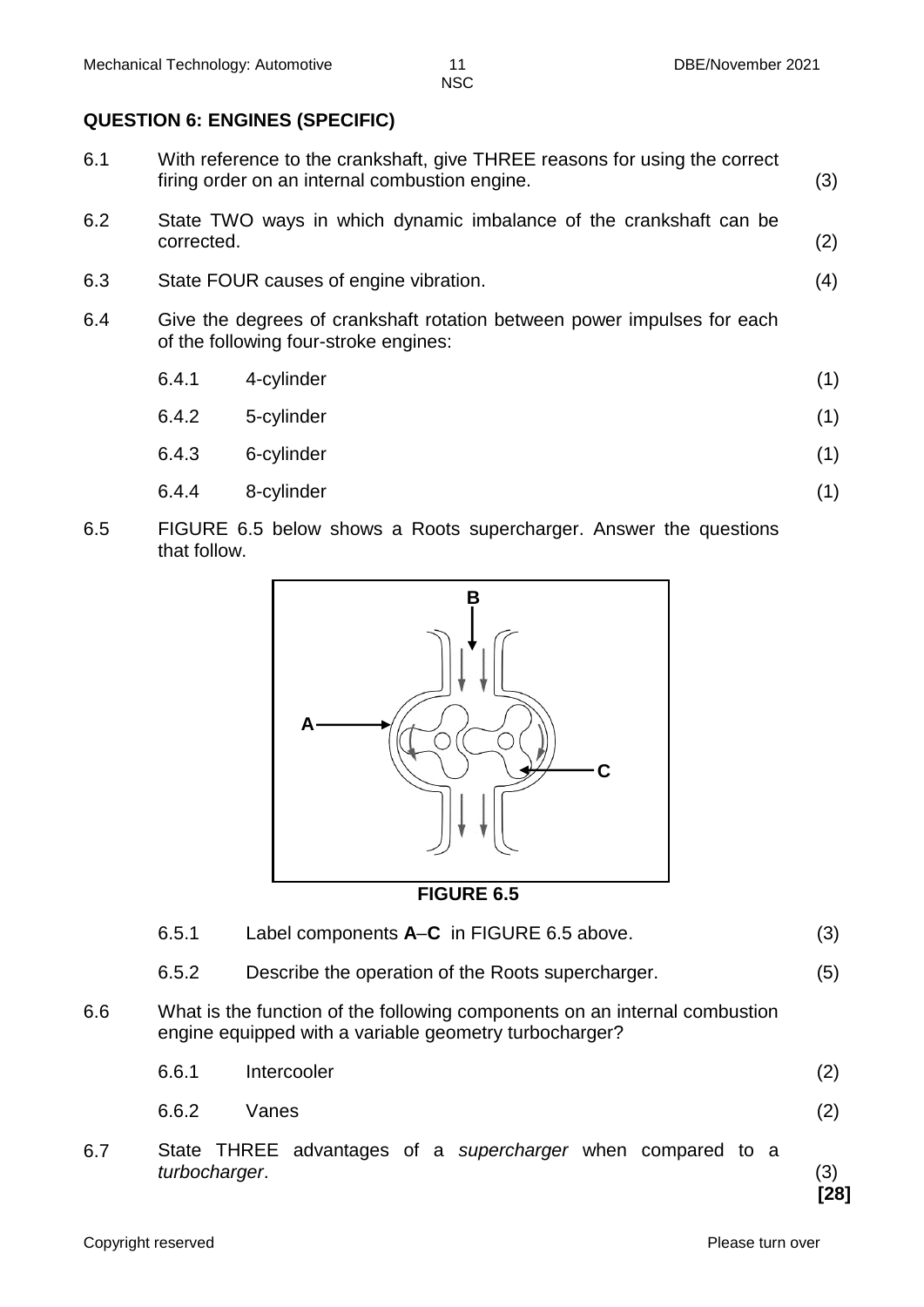## QUESTION 6: ENGINES (SPECIFIC)

6.1 With reference to the crankshaft, give THREE reasons for using the correct firing order on an internal combustion engine. (3)

6.2 State TWO ways in which dynamic imbalance of the crankshaft can be corrected. (2)

6.3 State FOUR causes of engine vibration. (4)

6.4 Give the degrees of crankshaft rotation between power impulses for each of the following four-stroke engines:

6.4.1 4-cylinder (1)

6.4.2 5-cylinder (1)

6.4.3 6-cylinder (1)

6.4.4 8-cylinder (1)

6.5 FIGURE 6.5 below shows a Roots supercharger. Answer the questions that follow.

**FIGURE 6.5**

6.5.1 Label components **A**–**C** in FIGURE 6.5 above. (3)

6.5.2 Describe the operation of the Roots supercharger. (5)

6.6 What is the function of the following components on an internal combustion engine equipped with a variable geometry turbocharger?

6.6.1 Intercooler (2)

6.6.2 Vanes (2)

6.7 State THREE advantages of a *supercharger* when compared to a *turbocharger*. (3)

**[28]**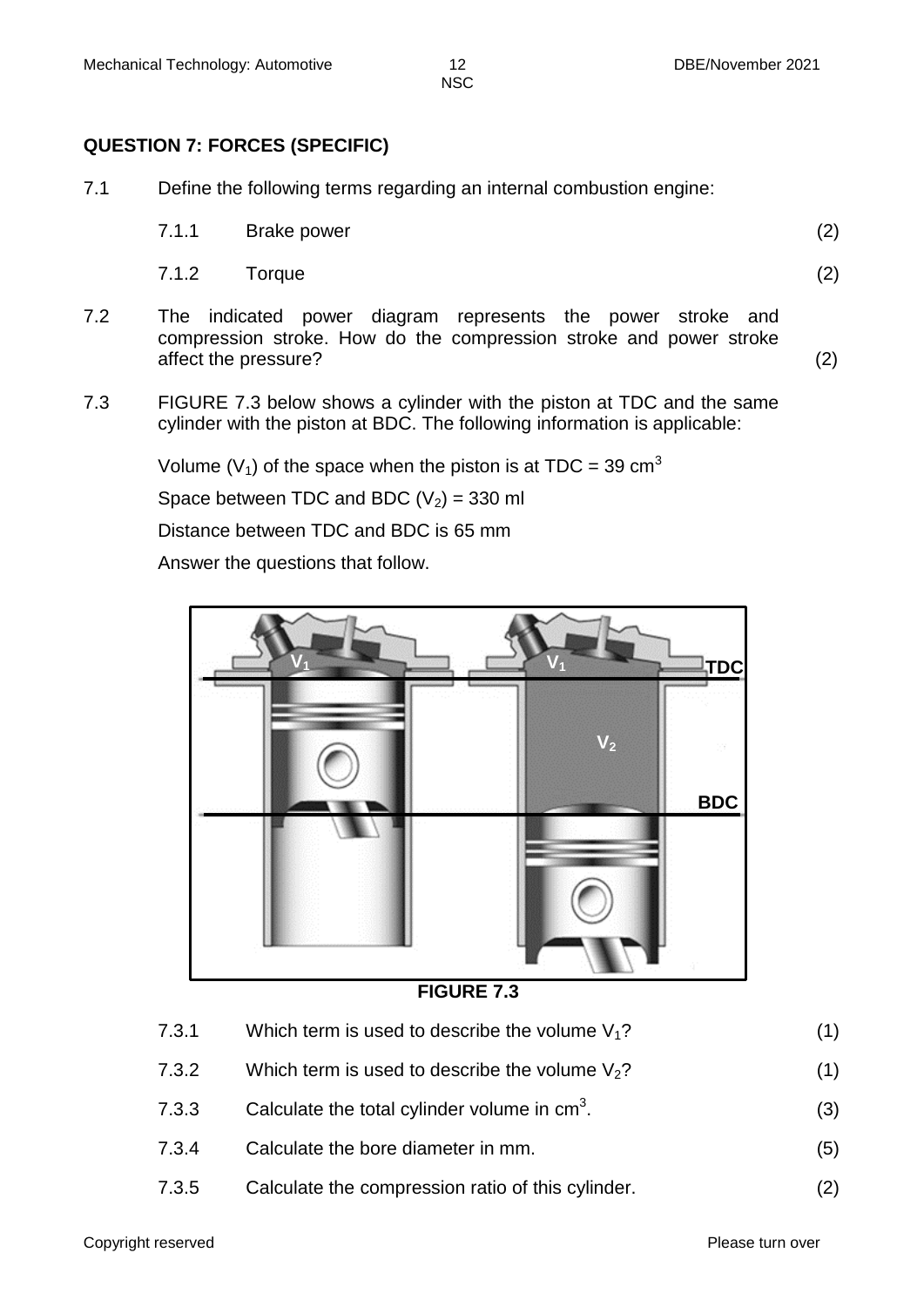## QUESTION 7: FORCES (SPECIFIC)

7.1 Define the following terms regarding an internal combustion engine:

7.1.1 Brake power (2)

7.1.2 Torque (2)

7.2 The indicated power diagram represents the power stroke and compression stroke. How do the compression stroke and power stroke affect the pressure? (2)

7.3 FIGURE 7.3 below shows a cylinder with the piston at TDC and the same cylinder with the piston at BDC. The following information is applicable:

Volume ($V_1$) of the space when the piston is at TDC = 39 $cm^3$

Space between TDC and BDC ($V_2$) = 330 ml

Distance between TDC and BDC is 65 mm

Answer the questions that follow.

FIGURE 7.3

7.3.1 Which term is used to describe the volume $V_1$? (1)

7.3.2 Which term is used to describe the volume $V_2$? (1)

7.3.3 Calculate the total cylinder volume in $cm^3$. (3)

7.3.4 Calculate the bore diameter in mm. (5)

7.3.5 Calculate the compression ratio of this cylinder. (2)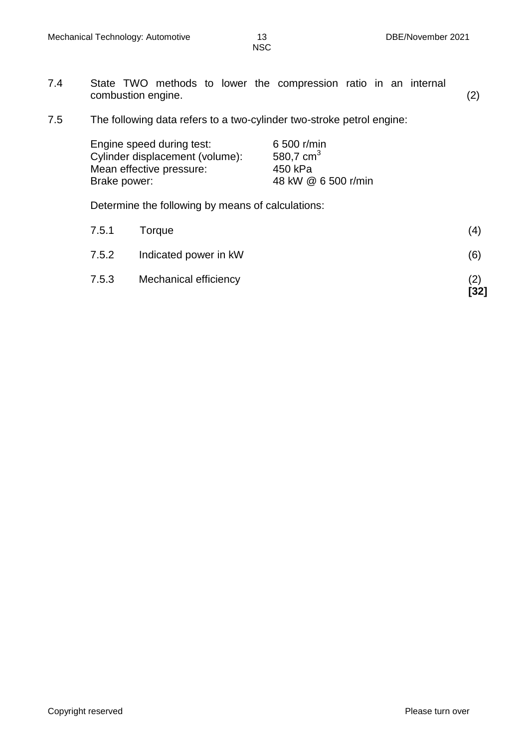7.4 State TWO methods to lower the compression ratio in an internal combustion engine. (2)

7.5 The following data refers to a two-cylinder two-stroke petrol engine:

| | |
|---|---|
| Engine speed during test: | 6 500 r/min |
| Cylinder displacement (volume): | 580,7 $cm^3$ |
| Mean effective pressure: | 450 kPa |
| Brake power: | 48 kW @ 6 500 r/min |

Determine the following by means of calculations:

7.5.1 Torque (4)

7.5.2 Indicated power in kW (6)

7.5.3 Mechanical efficiency (2)

**[32]**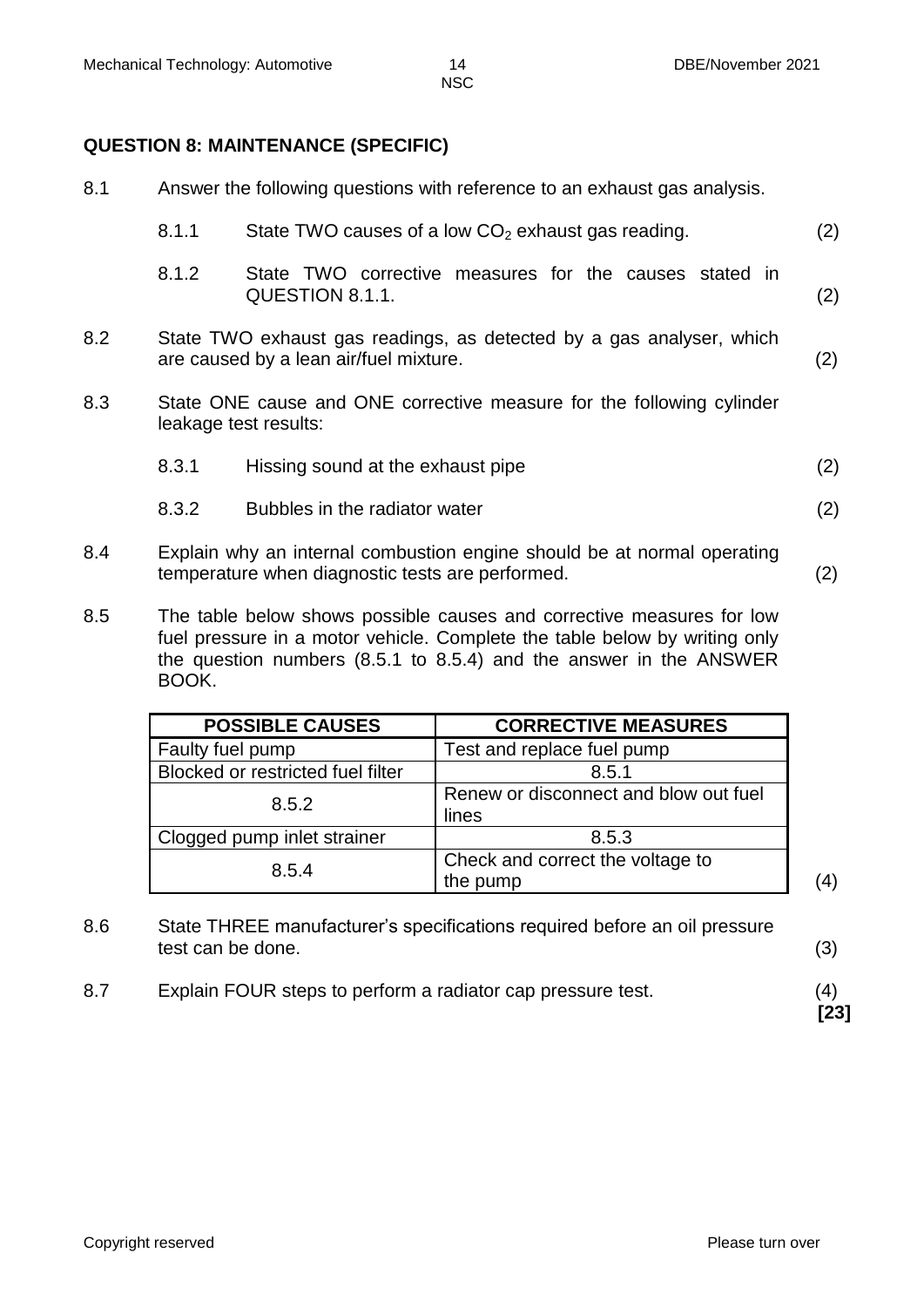## QUESTION 8: MAINTENANCE (SPECIFIC)

8.1 Answer the following questions with reference to an exhaust gas analysis.

8.1.1 State TWO causes of a low $CO_2$ exhaust gas reading. (2)

8.1.2 State TWO corrective measures for the causes stated in QUESTION 8.1.1. (2)

8.2 State TWO exhaust gas readings, as detected by a gas analyser, which are caused by a lean air/fuel mixture. (2)

8.3 State ONE cause and ONE corrective measure for the following cylinder leakage test results:

8.3.1 Hissing sound at the exhaust pipe (2)

8.3.2 Bubbles in the radiator water (2)

8.4 Explain why an internal combustion engine should be at normal operating temperature when diagnostic tests are performed. (2)

8.5 The table below shows possible causes and corrective measures for low fuel pressure in a motor vehicle. Complete the table below by writing only the question numbers (8.5.1 to 8.5.4) and the answer in the ANSWER BOOK.

| POSSIBLE CAUSES | CORRECTIVE MEASURES |
|---|---|
| Faulty fuel pump | Test and replace fuel pump |
| Blocked or restricted fuel filter | 8.5.1 |
| 8.5.2 | Renew or disconnect and blow out fuel lines |
| Clogged pump inlet strainer | 8.5.3 |
| 8.5.4 | Check and correct the voltage to the pump |

(4)

8.6 State THREE manufacturer's specifications required before an oil pressure test can be done. (3)

8.7 Explain FOUR steps to perform a radiator cap pressure test. (4)

**[23]**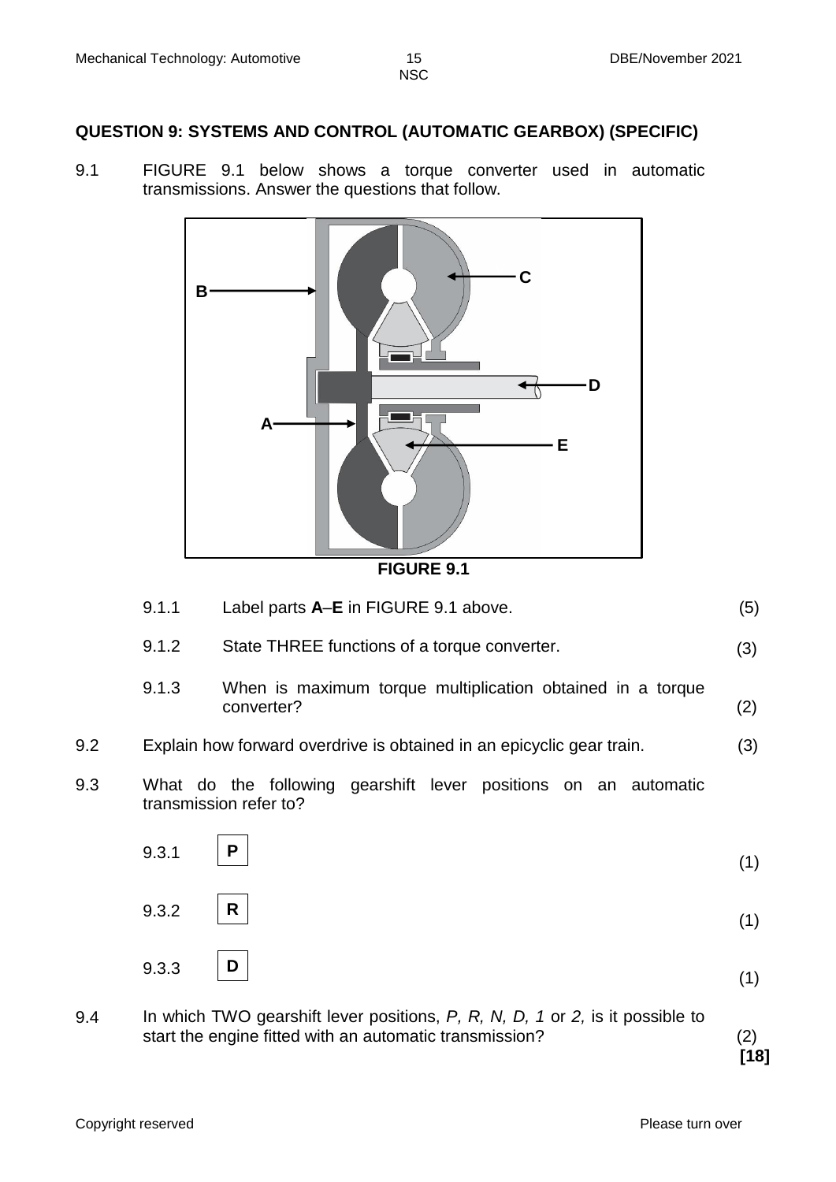## QUESTION 9: SYSTEMS AND CONTROL (AUTOMATIC GEARBOX) (SPECIFIC)

9.1 FIGURE 9.1 below shows a torque converter used in automatic transmissions. Answer the questions that follow.

**FIGURE 9.1**

| | | | |
|---|---|---|---|
| 9.1.1 | Label parts **A**–**E** in FIGURE 9.1 above. | | (5) |
| 9.1.2 | State THREE functions of a torque converter. | | (3) |
| 9.1.3 | When is maximum torque multiplication obtained in a torque converter? | | (2) |

9.2 Explain how forward overdrive is obtained in an epicyclic gear train. (3)

9.3 What do the following gearshift lever positions on an automatic transmission refer to?

9.3.1 **P** (1)

9.3.2 **R** (1)

9.3.3 **D** (1)

9.4 In which TWO gearshift lever positions, *P, R, N, D, 1* or *2,* is it possible to start the engine fitted with an automatic transmission? (2)

**[18]**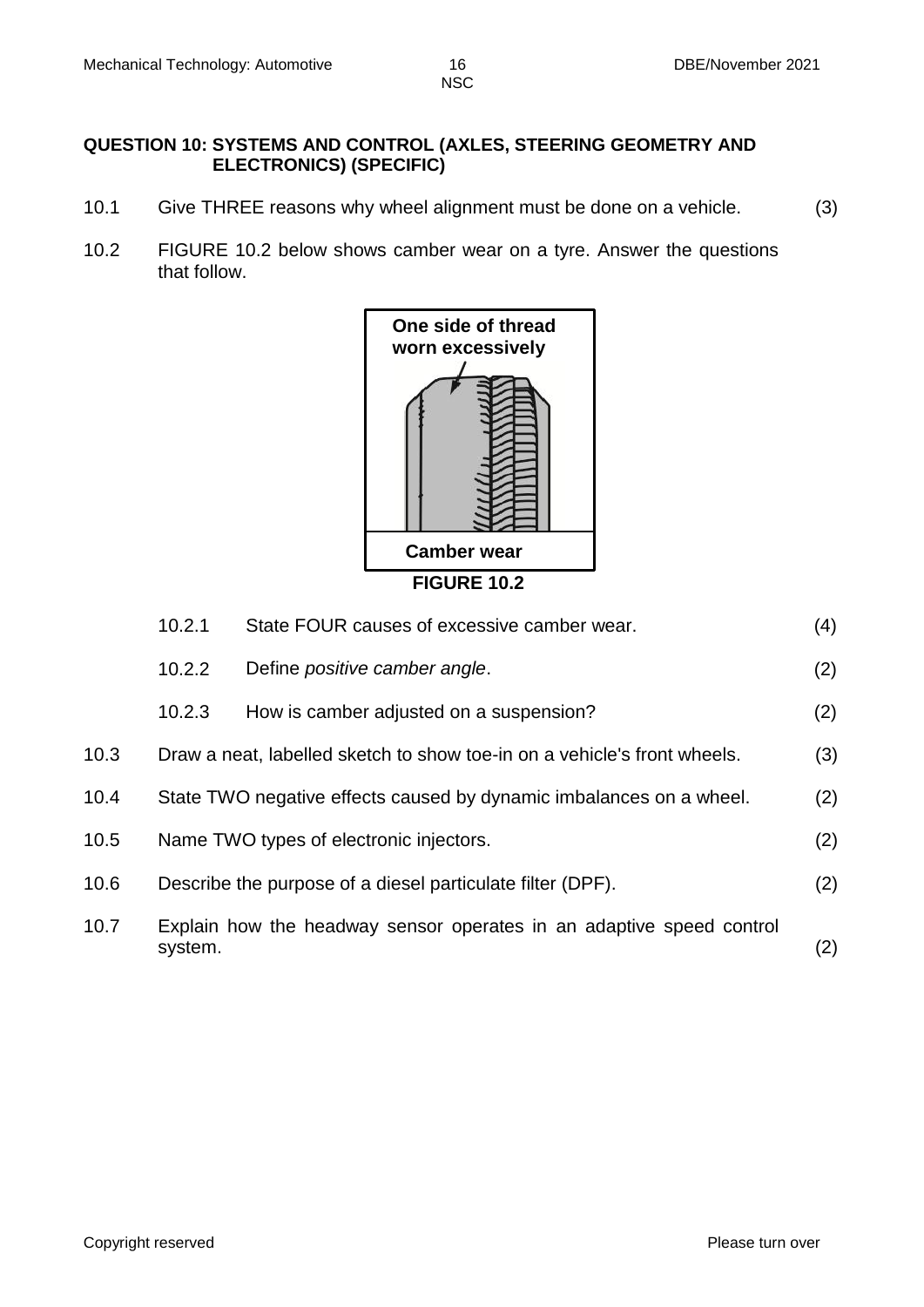**QUESTION 10: SYSTEMS AND CONTROL (AXLES, STEERING GEOMETRY AND ELECTRONICS) (SPECIFIC)**

10.1 Give THREE reasons why wheel alignment must be done on a vehicle. (3)

10.2 FIGURE 10.2 below shows camber wear on a tyre. Answer the questions that follow.

One side of thread worn excessively

Camber wear

**FIGURE 10.2**

10.2.1 State FOUR causes of excessive camber wear. (4)

10.2.2 Define *positive camber angle*. (2)

10.2.3 How is camber adjusted on a suspension? (2)

10.3 Draw a neat, labelled sketch to show toe-in on a vehicle's front wheels. (3)

10.4 State TWO negative effects caused by dynamic imbalances on a wheel. (2)

10.5 Name TWO types of electronic injectors. (2)

10.6 Describe the purpose of a diesel particulate filter (DPF). (2)

10.7 Explain how the headway sensor operates in an adaptive speed control system. (2)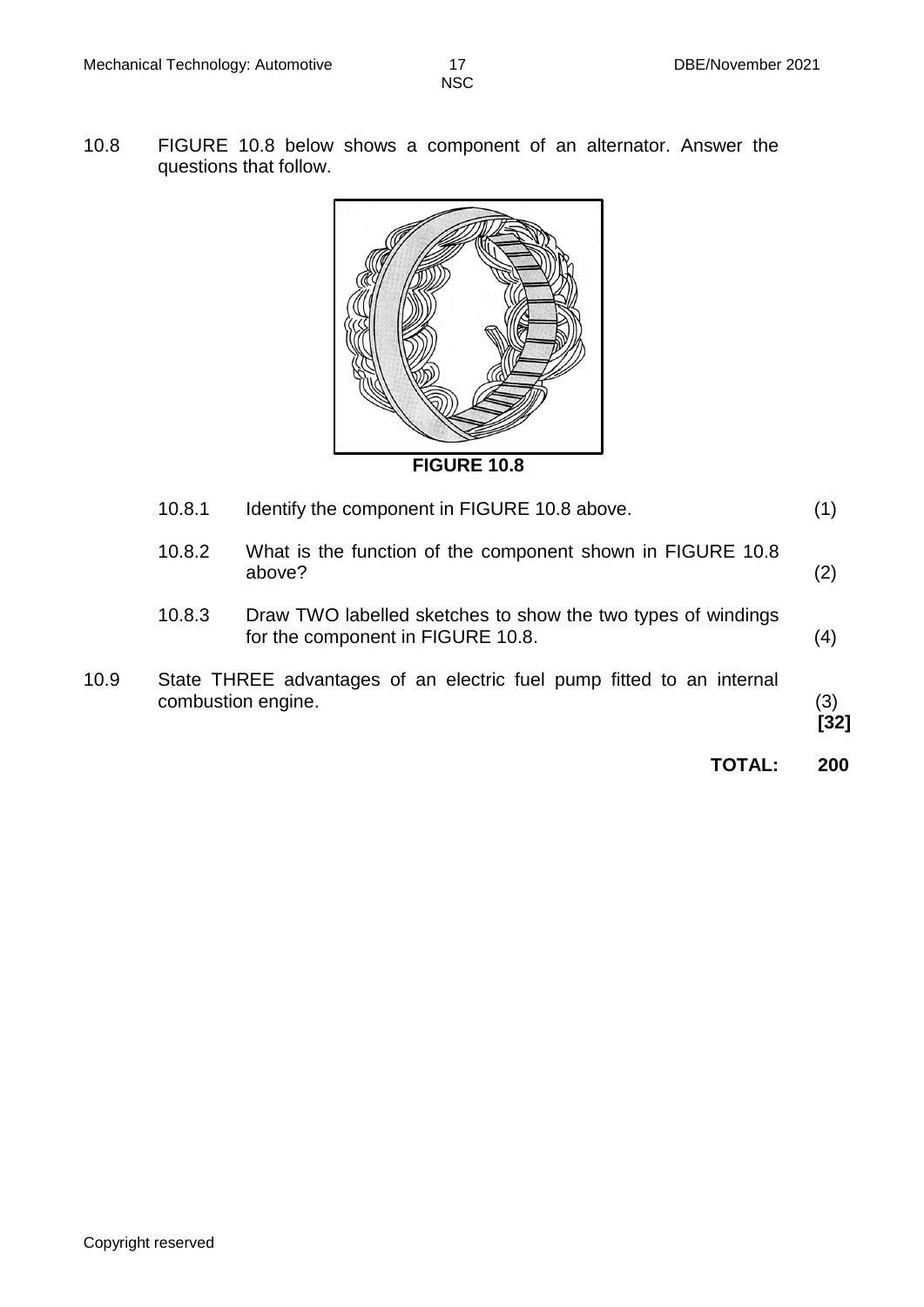10.8 FIGURE 10.8 below shows a component of an alternator. Answer the questions that follow.

**FIGURE 10.8**

| | | |
|---|---|---|
| 10.8.1 | Identify the component in FIGURE 10.8 above. | (1) |
| 10.8.2 | What is the function of the component shown in FIGURE 10.8 above? | (2) |
| 10.8.3 | Draw TWO labelled sketches to show the two types of windings for the component in FIGURE 10.8. | (4) |

10.9 State THREE advantages of an electric fuel pump fitted to an internal combustion engine. (3)

**[32]**

**TOTAL: 200**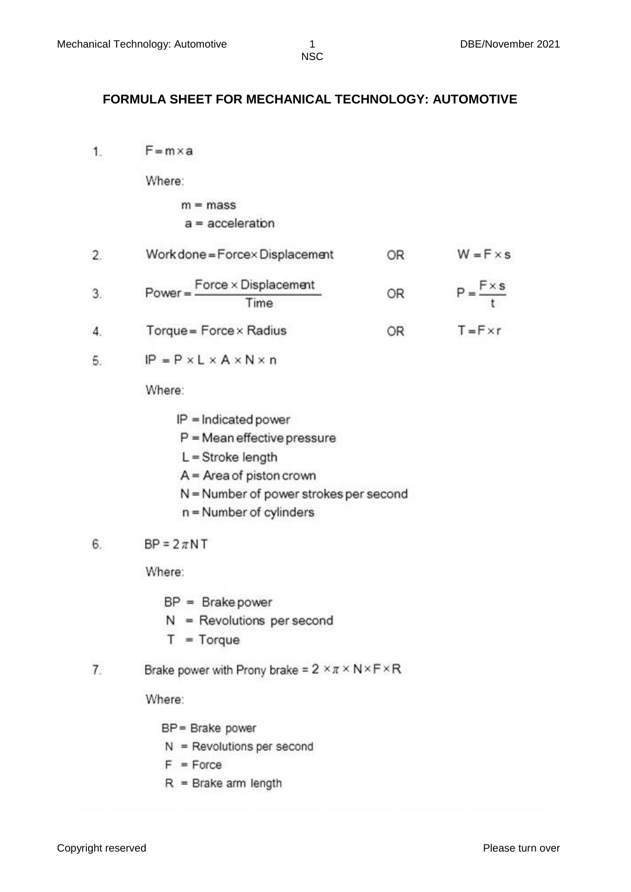# FORMULA SHEET FOR MECHANICAL TECHNOLOGY: AUTOMOTIVE

1. $F = m \times a$

   Where:

   $m$ = mass
   $a$ = acceleration

2. $\text{Work done} = \text{Force} \times \text{Displacement}$ OR $W = F \times s$

3. $\text{Power} = \dfrac{\text{Force} \times \text{Displacement}}{\text{Time}}$ OR $P = \dfrac{F \times s}{t}$

4. $\text{Torque} = \text{Force} \times \text{Radius}$ OR $T = F \times r$

5. $IP = P \times L \times A \times N \times n$

   Where:

   $IP$ = Indicated power
   $P$ = Mean effective pressure
   $L$ = Stroke length
   $A$ = Area of piston crown
   $N$ = Number of power strokes per second
   $n$ = Number of cylinders

6. $BP = 2\pi NT$

   Where:

   $BP$ = Brake power
   $N$ = Revolutions per second
   $T$ = Torque

7. $\text{Brake power with Prony brake} = 2 \times \pi \times N \times F \times R$

   Where:

   $BP$ = Brake power
   $N$ = Revolutions per second
   $F$ = Force
   $R$ = Brake arm length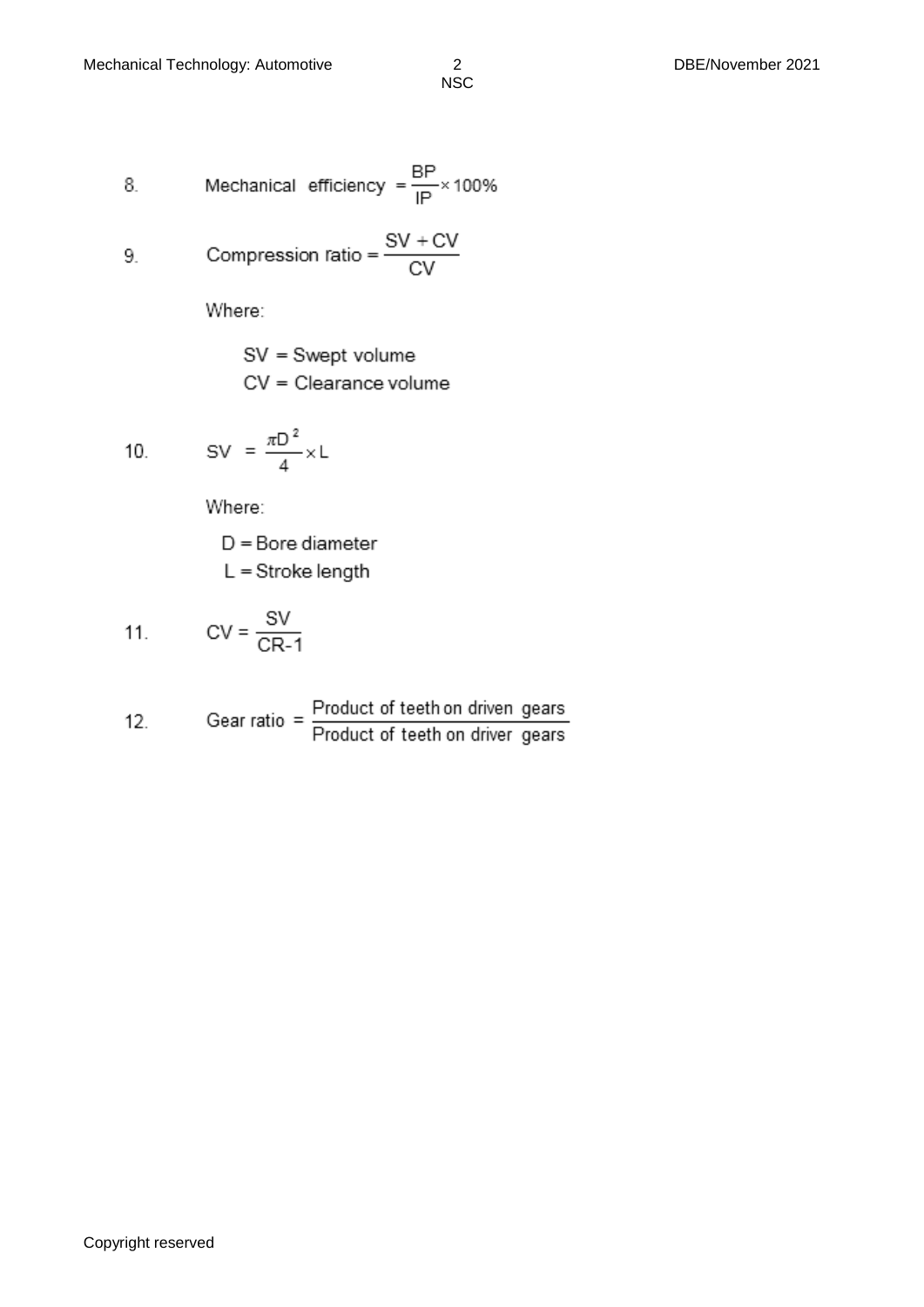8. $$\text{Mechanical efficiency} = \frac{BP}{IP} \times 100\%$$

9. $$\text{Compression ratio} = \frac{SV + CV}{CV}$$

Where:

SV = Swept volume
CV = Clearance volume

10. $$SV = \frac{\pi D^2}{4} \times L$$

Where:

D = Bore diameter
L = Stroke length

11. $$CV = \frac{SV}{CR\text{-}1}$$

12. $$\text{Gear ratio} = \frac{\text{Product of teeth on driven gears}}{\text{Product of teeth on driver gears}}$$